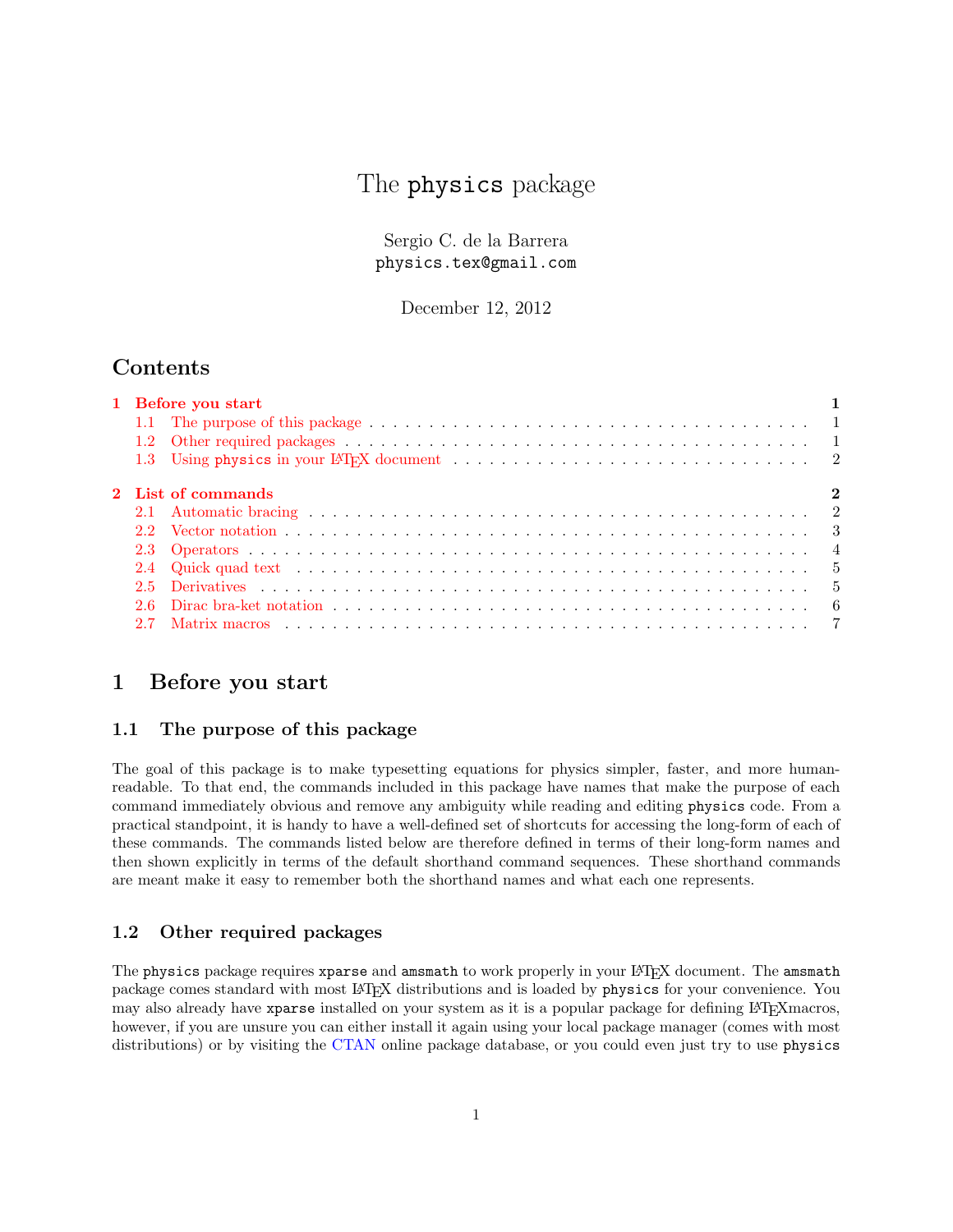# The `physics` package

Sergio C. de la Barrera
`physics.tex@gmail.com`

December 12, 2012

## Contents

- 1 Before you start ... 1
  - 1.1 The purpose of this package ... 1
  - 1.2 Other required packages ... 1
  - 1.3 Using `physics` in your LaTeX document ... 2
- 2 List of commands ... 2
  - 2.1 Automatic bracing ... 2
  - 2.2 Vector notation ... 3
  - 2.3 Operators ... 4
  - 2.4 Quick quad text ... 5
  - 2.5 Derivatives ... 5
  - 2.6 Dirac bra-ket notation ... 6
  - 2.7 Matrix macros ... 7

## 1 Before you start

### 1.1 The purpose of this package

The goal of this package is to make typesetting equations for physics simpler, faster, and more human-readable. To that end, the commands included in this package have names that make the purpose of each command immediately obvious and remove any ambiguity while reading and editing `physics` code. From a practical standpoint, it is handy to have a well-defined set of shortcuts for accessing the long-form of each of these commands. The commands listed below are therefore defined in terms of their long-form names and then shown explicitly in terms of the default shorthand command sequences. These shorthand commands are meant make it easy to remember both the shorthand names and what each one represents.

### 1.2 Other required packages

The `physics` package requires `xparse` and `amsmath` to work properly in your LaTeX document. The `amsmath` package comes standard with most LaTeX distributions and is loaded by `physics` for your convenience. You may also already have `xparse` installed on your system as it is a popular package for defining LaTeXmacros, however, if you are unsure you can either install it again using your local package manager (comes with most distributions) or by visiting the CTAN online package database, or you could even just try to use `physics`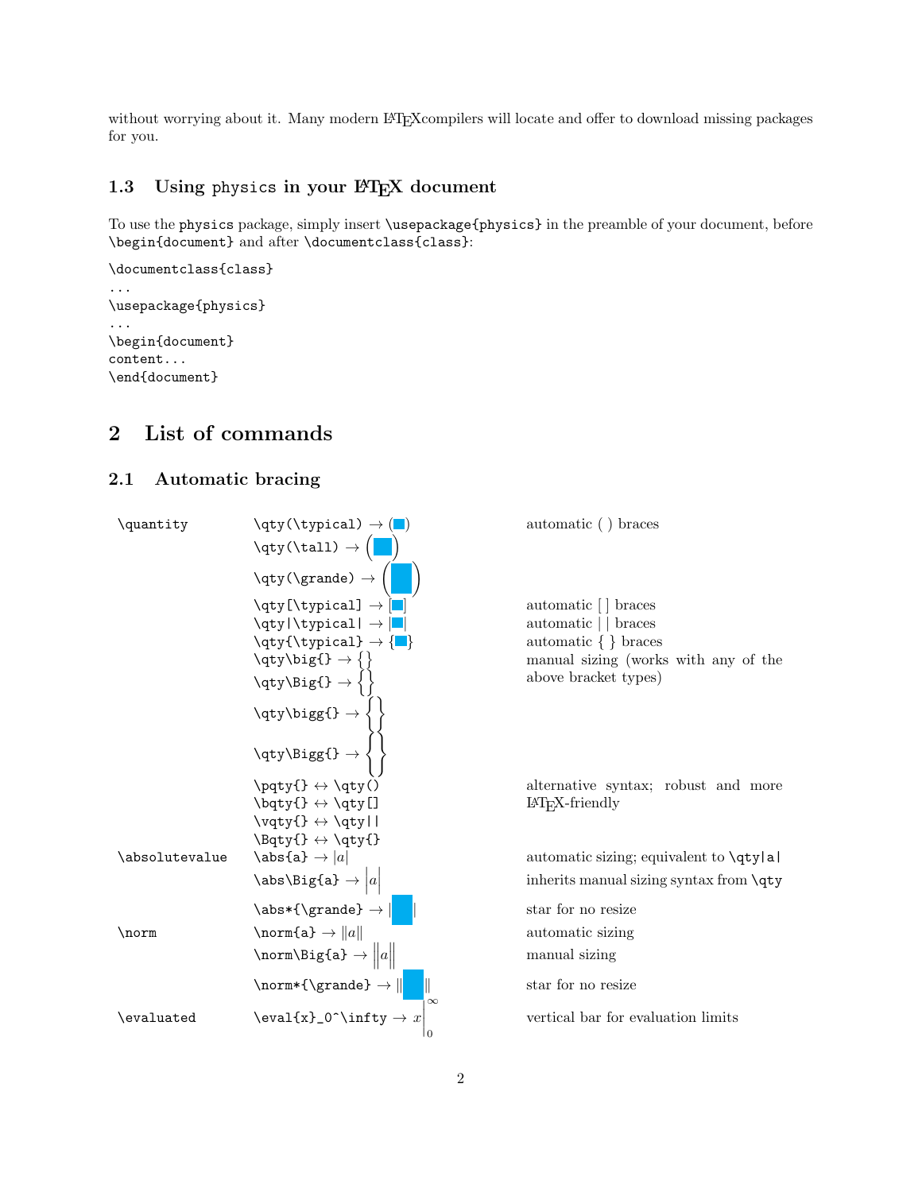without worrying about it. Many modern LaTeXcompilers will locate and offer to download missing packages for you.

### 1.3 Using physics in your LaTeX document

To use the physics package, simply insert `\usepackage{physics}` in the preamble of your document, before `\begin{document}` and after `\documentclass{class}`:

```
\documentclass{class}
...
\usepackage{physics}
...
\begin{document}
content...
\end{document}
```

## 2 List of commands

### 2.1 Automatic bracing

| Command | Example | Description |
|---|---|---|
| `\quantity` | `\qty(\typical)` → $(\blacksquare)$ | automatic ( ) braces |
| | `\qty(\tall)` → $\left(\blacksquare\right)$ | |
| | `\qty(\grande)` → $\left(\blacksquare\right)$ | |
| | `\qty[\typical]` → $[\blacksquare]$ | automatic [ ] braces |
| | `\qty\|\typical\|` → $\lvert\blacksquare\rvert$ | automatic \| \| braces |
| | `\qty{\typical}` → $\{\blacksquare\}$ | automatic { } braces |
| | `\qty\big{}` → $\big\{\big\}$ | manual sizing (works with any of the above bracket types) |
| | `\qty\Big{}` → $\Big\{\Big\}$ | |
| | `\qty\bigg{}` → $\bigg\{\bigg\}$ | |
| | `\qty\Bigg{}` → $\Bigg\{\Bigg\}$ | |
| | `\pqty{}` ↔ `\qty()` | alternative syntax; robust and more LaTeX-friendly |
| | `\bqty{}` ↔ `\qty[]` | |
| | `\vqty{}` ↔ `\qty\|\|` | |
| | `\Bqty{}` ↔ `\qty{}` | |
| `\absolutevalue` | `\abs{a}` → $\lvert a\rvert$ | automatic sizing; equivalent to `\qty\|a\|` |
| | `\abs\Big{a}` → $\Big\lvert a\Big\rvert$ | inherits manual sizing syntax from `\qty` |
| | `\abs*{\grande}` → $\lvert\blacksquare\rvert$ | star for no resize |
| `\norm` | `\norm{a}` → $\lVert a\rVert$ | automatic sizing |
| | `\norm\Big{a}` → $\Big\lVert a\Big\rVert$ | manual sizing |
| | `\norm*{\grande}` → $\lVert\blacksquare\rVert$ | star for no resize |
| `\evaluated` | `\eval{x}_0^\infty` → $\left.x\right\rvert_0^\infty$ | vertical bar for evaluation limits |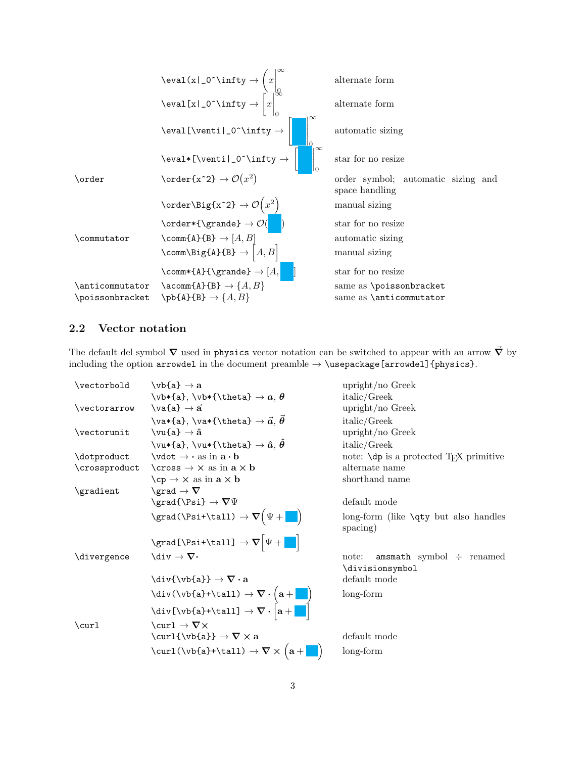| | | |
|---|---|---|
| | `\eval(x\|_0^\infty` → $\left(x\right\|_0^\infty$ | alternate form |
| | `\eval[x\|_0^\infty` → $\left[x\right\|_0^\infty$ | alternate form |
| | `\eval[\venti\|_0^\infty` → $\left[\blacksquare\right\|_0^\infty$ | automatic sizing |
| | `\eval*[\venti\|_0^\infty` → $[\blacksquare\|_0^\infty$ | star for no resize |
| `\order` | `\order{x^2}` → $\mathcal{O}(x^2)$ | order symbol; automatic sizing and space handling |
| | `\order\Big{x^2}` → $\mathcal{O}\Big(x^2\Big)$ | manual sizing |
| | `\order*{\grande}` → $\mathcal{O}(\blacksquare)$ | star for no resize |
| `\commutator` | `\comm{A}{B}` → $[A,B]$ | automatic sizing |
| | `\comm\Big{A}{B}` → $\Big[A,B\Big]$ | manual sizing |
| | `\comm*{A}{\grande}` → $[A,\blacksquare]$ | star for no resize |
| `\anticommutator` | `\acomm{A}{B}` → $\{A,B\}$ | same as `\poissonbracket` |
| `\poissonbracket` | `\pb{A}{B}` → $\{A,B\}$ | same as `\anticommutator` |

## 2.2 Vector notation

The default del symbol $\boldsymbol{\nabla}$ used in physics vector notation can be switched to appear with an arrow $\vec{\boldsymbol{\nabla}}$ by including the option `arrowdel` in the document preamble → `\usepackage[arrowdel]{physics}`.

| | | |
|---|---|---|
| `\vectorbold` | `\vb{a}` → $\mathbf{a}$ | upright/no Greek |
| | `\vb*{a}`, `\vb*{\theta}` → $\boldsymbol{a}$, $\boldsymbol{\theta}$ | italic/Greek |
| `\vectorarrow` | `\va{a}` → $\vec{\mathbf{a}}$ | upright/no Greek |
| | `\va*{a}`, `\va*{\theta}` → $\vec{\boldsymbol{a}}$, $\vec{\boldsymbol{\theta}}$ | italic/Greek |
| `\vectorunit` | `\vu{a}` → $\hat{\mathbf{a}}$ | upright/no Greek |
| | `\vu*{a}`, `\vu*{\theta}` → $\hat{\boldsymbol{a}}$, $\hat{\boldsymbol{\theta}}$ | italic/Greek |
| `\dotproduct` | `\vdot` → $\cdot$ as in $\mathbf{a}\cdot\mathbf{b}$ | note: `\dp` is a protected TEX primitive |
| `\crossproduct` | `\cross` → $\times$ as in $\mathbf{a}\times\mathbf{b}$ | alternate name |
| | `\cp` → $\times$ as in $\mathbf{a}\times\mathbf{b}$ | shorthand name |
| `\gradient` | `\grad` → $\boldsymbol{\nabla}$ | |
| | `\grad{\Psi}` → $\boldsymbol{\nabla}\Psi$ | default mode |
| | `\grad(\Psi+\tall)` → $\boldsymbol{\nabla}\left(\Psi+\blacksquare\right)$ | long-form (like `\qty` but also handles spacing) |
| | `\grad[\Psi+\tall]` → $\boldsymbol{\nabla}\left[\Psi+\blacksquare\right]$ | |
| `\divergence` | `\div` → $\boldsymbol{\nabla}\cdot$ | note: `amsmath` symbol ÷ renamed `\divisionsymbol` |
| | `\div{\vb{a}}` → $\boldsymbol{\nabla}\cdot\mathbf{a}$ | default mode |
| | `\div(\vb{a}+\tall)` → $\boldsymbol{\nabla}\cdot\left(\mathbf{a}+\blacksquare\right)$ | long-form |
| | `\div[\vb{a}+\tall]` → $\boldsymbol{\nabla}\cdot\left[\mathbf{a}+\blacksquare\right]$ | |
| `\curl` | `\curl` → $\boldsymbol{\nabla}\times$ | |
| | `\curl{\vb{a}}` → $\boldsymbol{\nabla}\times\mathbf{a}$ | default mode |
| | `\curl(\vb{a}+\tall)` → $\boldsymbol{\nabla}\times\left(\mathbf{a}+\blacksquare\right)$ | long-form |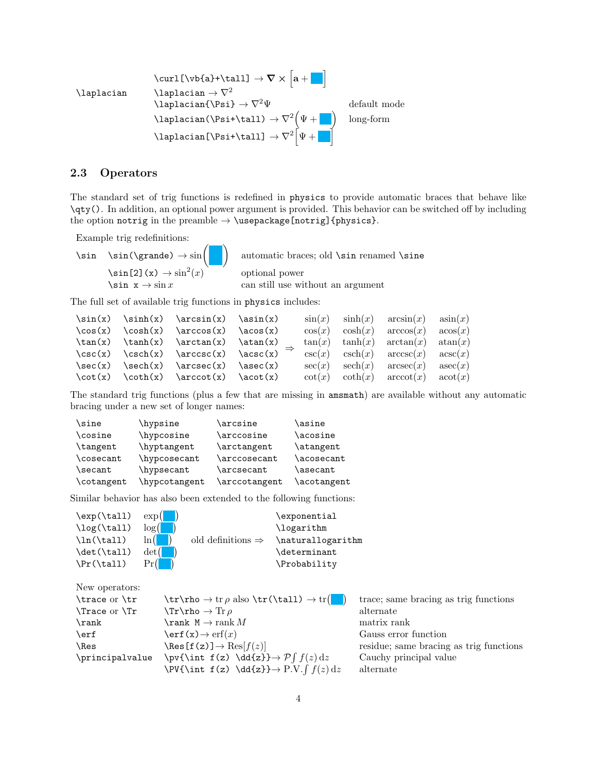| | | |
|---|---|---|
| | `\curl[\vb{a}+\tall]` → $\boldsymbol{\nabla} \times \left[\mathbf{a} + \blacksquare\right]$ | |
| `\laplacian` | `\laplacian` → $\nabla^2$ | |
| | `\laplacian{\Psi}` → $\nabla^2\Psi$ | default mode |
| | `\laplacian(\Psi+\tall)` → $\nabla^2\left(\Psi + \blacksquare\right)$ | long-form |
| | `\laplacian[\Psi+\tall]` → $\nabla^2\left[\Psi + \blacksquare\right]$ | |

## 2.3 Operators

The standard set of trig functions is redefined in `physics` to provide automatic braces that behave like `\qty()`. In addition, an optional power argument is provided. This behavior can be switched off by including the option `notrig` in the preamble → `\usepackage[notrig]{physics}`.

Example trig redefinitions:

| | | |
|---|---|---|
| `\sin` | `\sin(\grande)` → $\sin\left(\blacksquare\right)$ | automatic braces; old `\sin` renamed `\sine` |
| | `\sin[2](x)` → $\sin^2(x)$ | optional power |
| | `\sin x` → $\sin x$ | can still use without an argument |

The full set of available trig functions in `physics` includes:

| | | | | | | | | |
|---|---|---|---|---|---|---|---|---|
| `\sin(x)` | `\sinh(x)` | `\arcsin(x)` | `\asin(x)` | | $\sin(x)$ | $\sinh(x)$ | $\arcsin(x)$ | $\mathrm{asin}(x)$ |
| `\cos(x)` | `\cosh(x)` | `\arccos(x)` | `\acos(x)` | | $\cos(x)$ | $\cosh(x)$ | $\arccos(x)$ | $\mathrm{acos}(x)$ |
| `\tan(x)` | `\tanh(x)` | `\arctan(x)` | `\atan(x)` | ⇒ | $\tan(x)$ | $\tanh(x)$ | $\arctan(x)$ | $\mathrm{atan}(x)$ |
| `\csc(x)` | `\csch(x)` | `\arccsc(x)` | `\acsc(x)` | | $\csc(x)$ | $\mathrm{csch}(x)$ | $\mathrm{arccsc}(x)$ | $\mathrm{acsc}(x)$ |
| `\sec(x)` | `\sech(x)` | `\arcsec(x)` | `\asec(x)` | | $\sec(x)$ | $\mathrm{sech}(x)$ | $\mathrm{arcsec}(x)$ | $\mathrm{asec}(x)$ |
| `\cot(x)` | `\coth(x)` | `\arccot(x)` | `\acot(x)` | | $\cot(x)$ | $\coth(x)$ | $\mathrm{arccot}(x)$ | $\mathrm{acot}(x)$ |

The standard trig functions (plus a few that are missing in `amsmath`) are available without any automatic bracing under a new set of longer names:

| | | | |
|---|---|---|---|
| `\sine` | `\hypsine` | `\arcsine` | `\asine` |
| `\cosine` | `\hypcosine` | `\arccosine` | `\acosine` |
| `\tangent` | `\hyptangent` | `\arctangent` | `\atangent` |
| `\cosecant` | `\hypcosecant` | `\arccosecant` | `\acosecant` |
| `\secant` | `\hypsecant` | `\arcsecant` | `\asecant` |
| `\cotangent` | `\hypcotangent` | `\arccotangent` | `\acotangent` |

Similar behavior has also been extended to the following functions:

| | | | |
|---|---|---|---|
| `\exp(\tall)` | $\exp(\blacksquare)$ | | `\exponential` |
| `\log(\tall)` | $\log(\blacksquare)$ | | `\logarithm` |
| `\ln(\tall)` | $\ln(\blacksquare)$ | old definitions ⇒ | `\naturallogarithm` |
| `\det(\tall)` | $\det(\blacksquare)$ | | `\determinant` |
| `\Pr(\tall)` | $\Pr(\blacksquare)$ | | `\Probability` |

New operators:

| | | |
|---|---|---|
| `\trace` or `\tr` | `\tr\rho` → $\mathrm{tr}\,\rho$ also `\tr(\tall)` → $\mathrm{tr}(\blacksquare)$ | trace; same bracing as trig functions |
| `\Trace` or `\Tr` | `\Tr\rho` → $\mathrm{Tr}\,\rho$ | alternate |
| `\rank` | `\rank M` → $\mathrm{rank}\,M$ | matrix rank |
| `\erf` | `\erf(x)`→ $\mathrm{erf}(x)$ | Gauss error function |
| `\Res` | `\Res[f(z)]`→ $\mathrm{Res}[f(z)]$ | residue; same bracing as trig functions |
| `\principalvalue` | `\pv{\int f(z) \dd{z}}`→ $\mathcal{P}\int f(z)\,\mathrm{d}z$ | Cauchy principal value |
| | `\PV{\int f(z) \dd{z}}`→ $\mathrm{P.V.}\int f(z)\,\mathrm{d}z$ | alternate |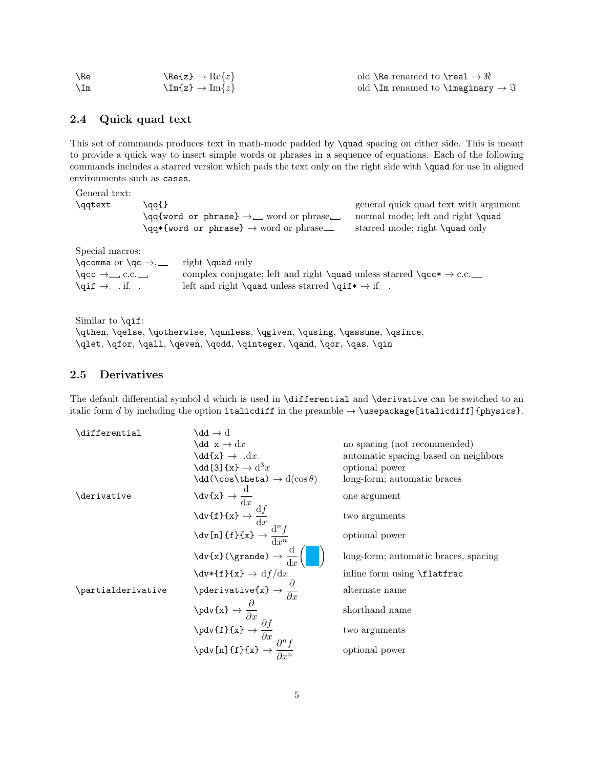| | | |
|---|---|---|
| `\Re` | `\Re{z}` → $\mathrm{Re}\{z\}$ | old `\Re` renamed to `\real` → $\Re$ |
| `\Im` | `\Im{z}` → $\mathrm{Im}\{z\}$ | old `\Im` renamed to `\imaginary` → $\Im$ |

## 2.4 Quick quad text

This set of commands produces text in math-mode padded by `\quad` spacing on either side. This is meant to provide a quick way to insert simple words or phrases in a sequence of equations. Each of the following commands includes a starred version which pads the text only on the right side with `\quad` for use in aligned environments such as `cases`.

General text:

| | | |
|---|---|---|
| `\qqtext` | `\qq{}` | general quick quad text with argument |
| | `\qq{word or phrase}` →␣ word or phrase␣ | normal mode; left and right `\quad` |
| | `\qq*{word or phrase}` → word or phrase␣ | starred mode; right `\quad` only |

Special macros:

| | |
|---|---|
| `\qcomma` or `\qc` →,␣ | right `\quad` only |
| `\qcc` →␣ c.c.␣ | complex conjugate; left and right `\quad` unless starred `\qcc*` → c.c.␣ |
| `\qif` →␣ if␣ | left and right `\quad` unless starred `\qif*` → if␣ |

Similar to `\qif`:
`\qthen`, `\qelse`, `\qotherwise`, `\qunless`, `\qgiven`, `\qusing`, `\qassume`, `\qsince`, `\qlet`, `\qfor`, `\qall`, `\qeven`, `\qodd`, `\qinteger`, `\qand`, `\qor`, `\qas`, `\qin`

## 2.5 Derivatives

The default differential symbol d which is used in `\differential` and `\derivative` can be switched to an italic form $d$ by including the option `italicdiff` in the preamble → `\usepackage[italicdiff]{physics}`.

| | | |
|---|---|---|
| `\differential` | `\dd` → $\mathrm{d}$ | |
| | `\dd x` → $\mathrm{d}x$ | no spacing (not recommended) |
| | `\dd{x}` → ␣$\mathrm{d}x$␣ | automatic spacing based on neighbors |
| | `\dd[3]{x}` → $\mathrm{d}^3x$ | optional power |
| | `\dd(\cos\theta)` → $\mathrm{d}(\cos\theta)$ | long-form; automatic braces |
| `\derivative` | `\dv{x}` → $\frac{\mathrm{d}}{\mathrm{d}x}$ | one argument |
| | `\dv{f}{x}` → $\frac{\mathrm{d}f}{\mathrm{d}x}$ | two arguments |
| | `\dv[n]{f}{x}` → $\frac{\mathrm{d}^n f}{\mathrm{d}x^n}$ | optional power |
| | `\dv{x}(\grande)` → $\frac{\mathrm{d}}{\mathrm{d}x}\left(\blacksquare\right)$ | long-form; automatic braces, spacing |
| | `\dv*{f}{x}` → $\mathrm{d}f/\mathrm{d}x$ | inline form using `\flatfrac` |
| `\partialderivative` | `\pderivative{x}` → $\frac{\partial}{\partial x}$ | alternate name |
| | `\pdv{x}` → $\frac{\partial}{\partial x}$ | shorthand name |
| | `\pdv{f}{x}` → $\frac{\partial f}{\partial x}$ | two arguments |
| | `\pdv[n]{f}{x}` → $\frac{\partial^n f}{\partial x^n}$ | optional power |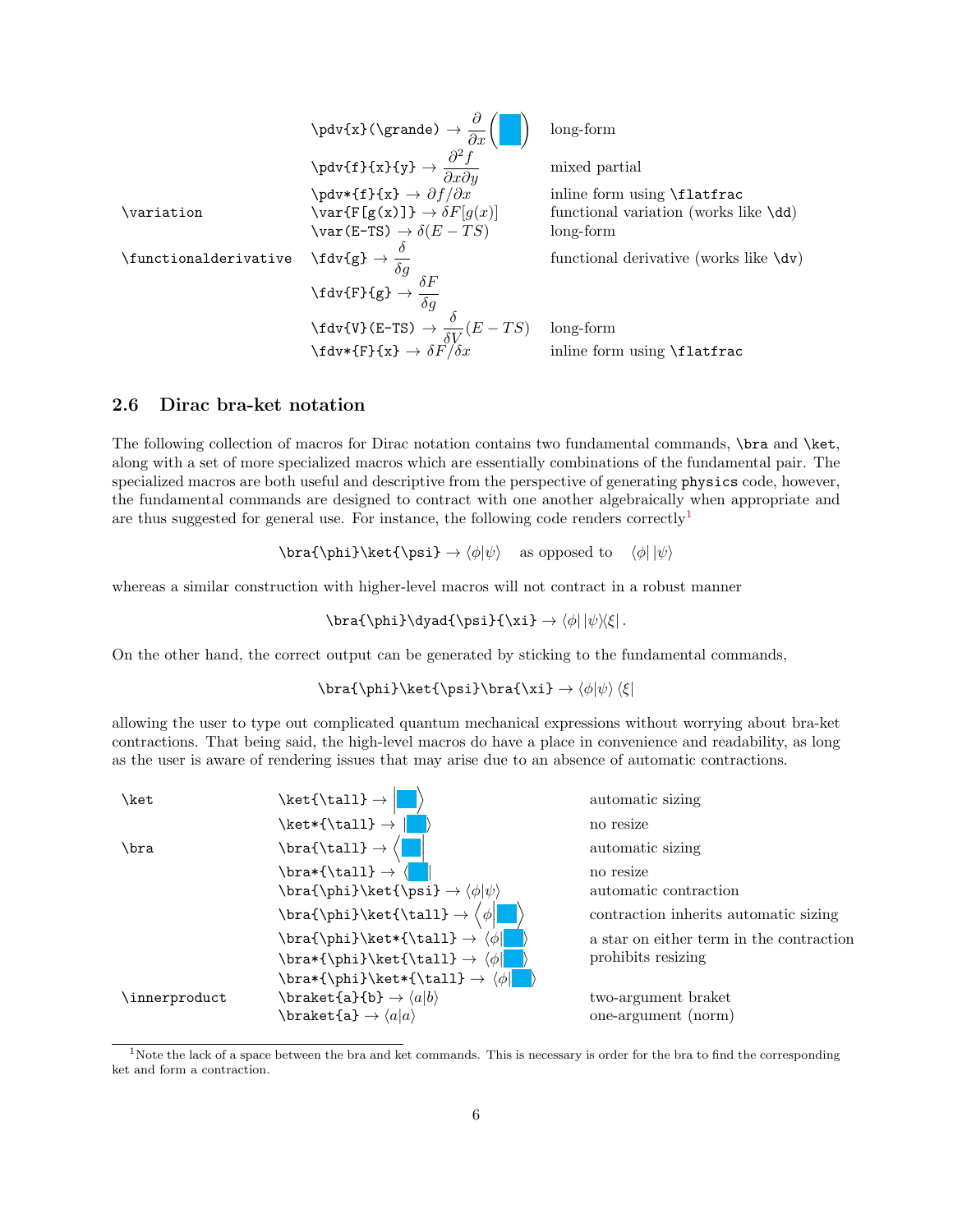| | | |
|---|---|---|
| | `\pdv{x}(\grande)` → $\frac{\partial}{\partial x}\left(\blacksquare\right)$ | long-form |
| | `\pdv{f}{x}{y}` → $\frac{\partial^2 f}{\partial x \partial y}$ | mixed partial |
| | `\pdv*{f}{x}` → $\partial f/\partial x$ | inline form using `\flatfrac` |
| `\variation` | `\var{F[g(x)]}` → $\delta F[g(x)]$ | functional variation (works like `\dd`) |
| | `\var(E-TS)` → $\delta(E-TS)$ | long-form |
| `\functionalderivative` | `\fdv{g}` → $\frac{\delta}{\delta g}$ | functional derivative (works like `\dv`) |
| | `\fdv{F}{g}` → $\frac{\delta F}{\delta g}$ | |
| | `\fdv{V}(E-TS)` → $\frac{\delta}{\delta V}(E-TS)$ | long-form |
| | `\fdv*{F}{x}` → $\delta F/\delta x$ | inline form using `\flatfrac` |

## 2.6 Dirac bra-ket notation

The following collection of macros for Dirac notation contains two fundamental commands, `\bra` and `\ket`, along with a set of more specialized macros which are essentially combinations of the fundamental pair. The specialized macros are both useful and descriptive from the perspective of generating `physics` code, however, the fundamental commands are designed to contract with one another algebraically when appropriate and are thus suggested for general use. For instance, the following code renders correctly[1]

`\bra{\phi}\ket{\psi}` → $\langle\phi|\psi\rangle$ as opposed to $\langle\phi|\,|\psi\rangle$

whereas a similar construction with higher-level macros will not contract in a robust manner

`\bra{\phi}\dyad{\psi}{\xi}` → $\langle\phi|\,|\psi\rangle\!\langle\xi|$.

On the other hand, the correct output can be generated by sticking to the fundamental commands,

`\bra{\phi}\ket{\psi}\bra{\xi}` → $\langle\phi|\psi\rangle\,\langle\xi|$

allowing the user to type out complicated quantum mechanical expressions without worrying about bra-ket contractions. That being said, the high-level macros do have a place in convenience and readability, as long as the user is aware of rendering issues that may arise due to an absence of automatic contractions.

| | | |
|---|---|---|
| `\ket` | `\ket{\tall}` → $\left|\blacksquare\right\rangle$ | automatic sizing |
| | `\ket*{\tall}` → $|\blacksquare\rangle$ | no resize |
| `\bra` | `\bra{\tall}` → $\left\langle\blacksquare\right|$ | automatic sizing |
| | `\bra*{\tall}` → $\langle\blacksquare|$ | no resize |
| | `\bra{\phi}\ket{\psi}` → $\langle\phi|\psi\rangle$ | automatic contraction |
| | `\bra{\phi}\ket{\tall}` → $\left\langle\phi\middle|\blacksquare\right\rangle$ | contraction inherits automatic sizing |
| | `\bra{\phi}\ket*{\tall}` → $\langle\phi|\blacksquare\rangle$ | a star on either term in the contraction |
| | `\bra*{\phi}\ket{\tall}` → $\langle\phi|\blacksquare\rangle$ | prohibits resizing |
| | `\bra*{\phi}\ket*{\tall}` → $\langle\phi|\blacksquare\rangle$ | |
| `\innerproduct` | `\braket{a}{b}` → $\langle a|b\rangle$ | two-argument braket |
| | `\braket{a}` → $\langle a|a\rangle$ | one-argument (norm) |

[1] Note the lack of a space between the bra and ket commands. This is necessary is order for the bra to find the corresponding ket and form a contraction.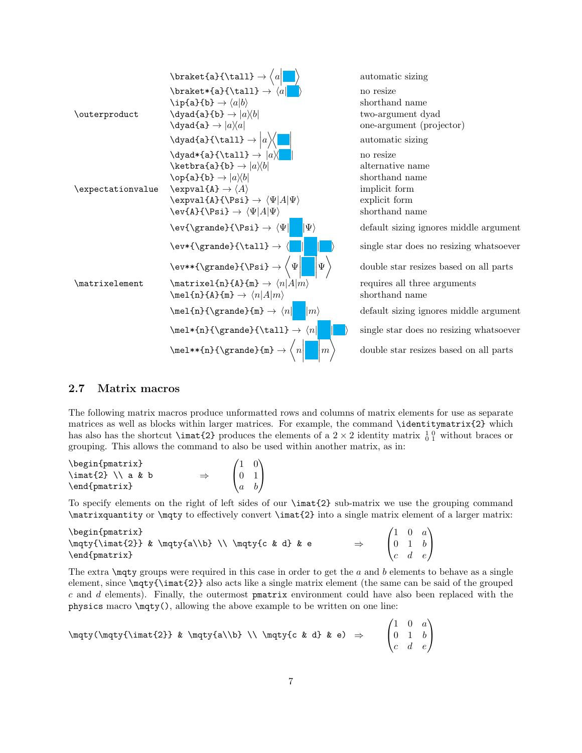| | | |
|---|---|---|
| | `\braket{a}{\tall}` → $\left\langle a \middle\vert \blacksquare \right\rangle$ | automatic sizing |
| | `\braket*{a}{\tall}` → $\langle a \vert \blacksquare \rangle$ | no resize |
| | `\ip{a}{b}` → $\langle a \vert b \rangle$ | shorthand name |
| `\outerproduct` | `\dyad{a}{b}` → $\vert a \rangle\langle b \vert$ | two-argument dyad |
| | `\dyad{a}` → $\vert a \rangle\langle a \vert$ | one-argument (projector) |
| | `\dyad{a}{\tall}` → $\left\vert a \right\rangle\left\langle \blacksquare \right\vert$ | automatic sizing |
| | `\dyad*{a}{\tall}` → $\vert a \rangle\langle \blacksquare \vert$ | no resize |
| | `\ketbra{a}{b}` → $\vert a \rangle\langle b \vert$ | alternative name |
| | `\op{a}{b}` → $\vert a \rangle\langle b \vert$ | shorthand name |
| `\expectationvalue` | `\expval{A}` → $\langle A \rangle$ | implicit form |
| | `\expval{A}{\Psi}` → $\langle \Psi \vert A \vert \Psi \rangle$ | explicit form |
| | `\ev{A}{\Psi}` → $\langle \Psi \vert A \vert \Psi \rangle$ | shorthand name |
| | `\ev{\grande}{\Psi}` → $\langle \Psi \vert \blacksquare \vert \Psi \rangle$ | default sizing ignores middle argument |
| | `\ev*{\grande}{\tall}` → $\langle \blacksquare \vert \blacksquare \vert \blacksquare \rangle$ | single star does no resizing whatsoever |
| | `\ev**{\grande}{\Psi}` → $\left\langle \Psi \middle\vert \blacksquare \middle\vert \Psi \right\rangle$ | double star resizes based on all parts |
| `\matrixelement` | `\matrixel{n}{A}{m}` → $\langle n \vert A \vert m \rangle$ | requires all three arguments |
| | `\mel{n}{A}{m}` → $\langle n \vert A \vert m \rangle$ | shorthand name |
| | `\mel{n}{\grande}{m}` → $\langle n \vert \blacksquare \vert m \rangle$ | default sizing ignores middle argument |
| | `\mel*{n}{\grande}{\tall}` → $\langle n \vert \blacksquare \vert \blacksquare \rangle$ | single star does no resizing whatsoever |
| | `\mel**{n}{\grande}{m}` → $\left\langle n \middle\vert \blacksquare \middle\vert m \right\rangle$ | double star resizes based on all parts |

## 2.7 Matrix macros

The following matrix macros produce unformatted rows and columns of matrix elements for use as separate matrices as well as blocks within larger matrices. For example, the command `\identitymatrix{2}` which has also has the shortcut `\imat{2}` produces the elements of a $2 \times 2$ identity matrix $\begin{smallmatrix}1 & 0\\0 & 1\end{smallmatrix}$ without braces or grouping. This allows the command to also be used within another matrix, as in:

```
\begin{pmatrix}
\imat{2} \\ a & b
\end{pmatrix}
```

$$\Rightarrow \quad \begin{pmatrix} 1 & 0 \\ 0 & 1 \\ a & b \end{pmatrix}$$

To specify elements on the right of left sides of our `\imat{2}` sub-matrix we use the grouping command `\matrixquantity` or `\mqty` to effectively convert `\imat{2}` into a single matrix element of a larger matrix:

```
\begin{pmatrix}
\mqty{\imat{2}} & \mqty{a\\b} \\ \mqty{c & d} & e
\end{pmatrix}
```

$$\Rightarrow \quad \begin{pmatrix} 1 & 0 & a \\ 0 & 1 & b \\ c & d & e \end{pmatrix}$$

The extra `\mqty` groups were required in this case in order to get the $a$ and $b$ elements to behave as a single element, since `\mqty{\imat{2}}` also acts like a single matrix element (the same can be said of the grouped $c$ and $d$ elements). Finally, the outermost `pmatrix` environment could have also been replaced with the `physics` macro `\mqty()`, allowing the above example to be written on one line:

```
\mqty(\mqty{\imat{2}} & \mqty{a\\b} \\ \mqty{c & d} & e)
```

$$\Rightarrow \quad \begin{pmatrix} 1 & 0 & a \\ 0 & 1 & b \\ c & d & e \end{pmatrix}$$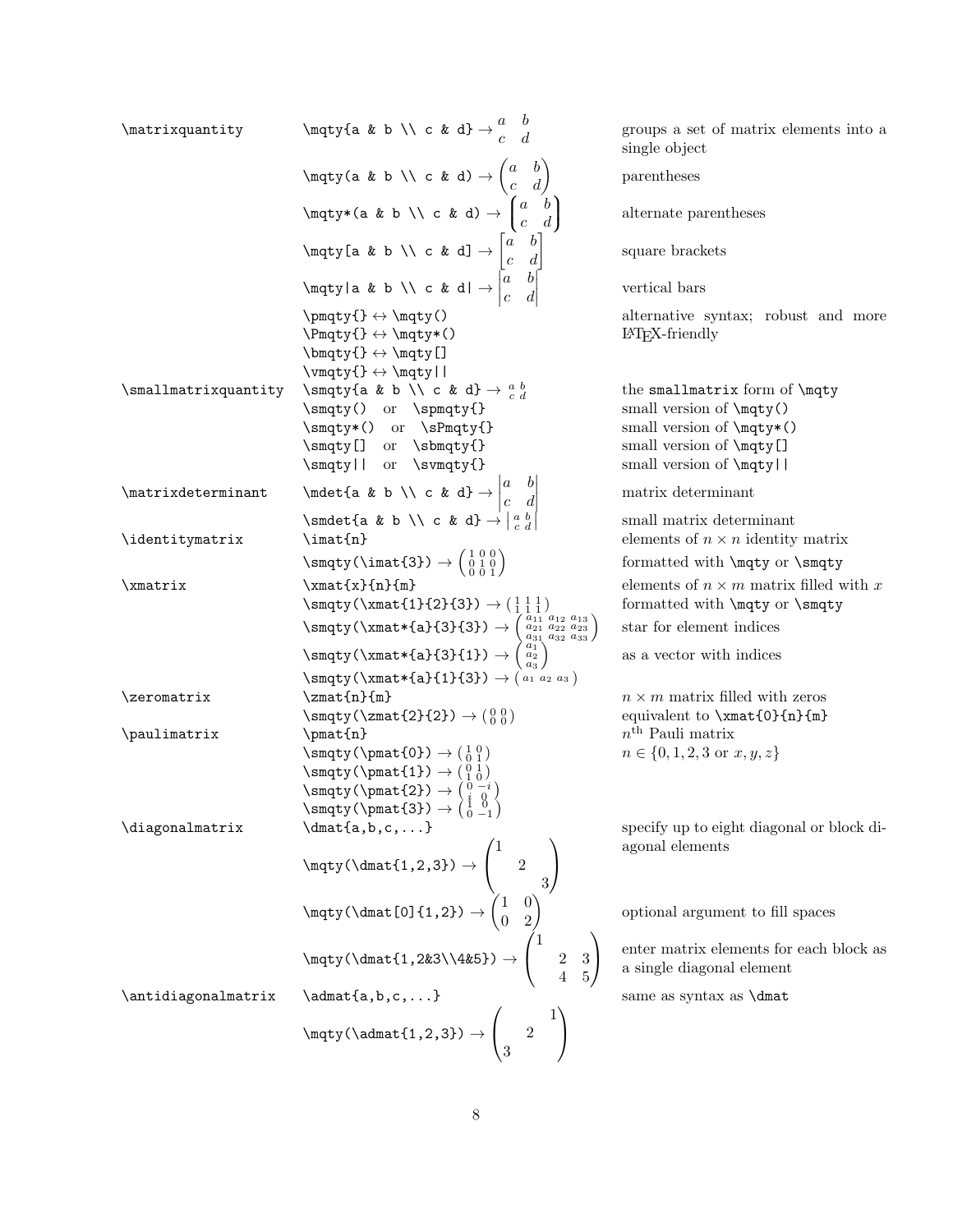| | | |
|---|---|---|
| `\matrixquantity` | `\mqty{a & b \\ c & d}` → $\begin{matrix} a & b \\ c & d \end{matrix}$ | groups a set of matrix elements into a single object |
| | `\mqty(a & b \\ c & d)` → $\begin{pmatrix} a & b \\ c & d \end{pmatrix}$ | parentheses |
| | `\mqty*(a & b \\ c & d)` → $\left(\begin{matrix} a & b \\ c & d \end{matrix}\right)$ | alternate parentheses |
| | `\mqty[a & b \\ c & d]` → $\begin{bmatrix} a & b \\ c & d \end{bmatrix}$ | square brackets |
| | `\mqty|a & b \\ c & d|` → $\begin{vmatrix} a & b \\ c & d \end{vmatrix}$ | vertical bars |
| | `\pmqty{}` ↔ `\mqty()` | alternative syntax; robust and more LaTeX-friendly |
| | `\Pmqty{}` ↔ `\mqty*()` | |
| | `\bmqty{}` ↔ `\mqty[]` | |
| | `\vmqty{}` ↔ `\mqty||` | |
| `\smallmatrixquantity` | `\smqty{a & b \\ c & d}` → $\begin{smallmatrix} a & b \\ c & d \end{smallmatrix}$ | the `smallmatrix` form of `\mqty` |
| | `\smqty()` or `\spmqty{}` | small version of `\mqty()` |
| | `\smqty*()` or `\sPmqty{}` | small version of `\mqty*()` |
| | `\smqty[]` or `\sbmqty{}` | small version of `\mqty[]` |
| | `\smqty||` or `\svmqty{}` | small version of `\mqty||` |
| `\matrixdeterminant` | `\mdet{a & b \\ c & d}` → $\begin{vmatrix} a & b \\ c & d \end{vmatrix}$ | matrix determinant |
| | `\smdet{a & b \\ c & d}` → $\left\lvert\begin{smallmatrix} a & b \\ c & d \end{smallmatrix}\right\rvert$ | small matrix determinant |
| `\identitymatrix` | `\imat{n}` | elements of $n \times n$ identity matrix |
| | `\smqty(\imat{3})` → $\left(\begin{smallmatrix} 1 & 0 & 0 \\ 0 & 1 & 0 \\ 0 & 0 & 1 \end{smallmatrix}\right)$ | formatted with `\mqty` or `\smqty` |
| `\xmatrix` | `\xmat{x}{n}{m}` | elements of $n \times m$ matrix filled with $x$ |
| | `\smqty(\xmat{1}{2}{3})` → $\left(\begin{smallmatrix} 1 & 1 & 1 \\ 1 & 1 & 1 \end{smallmatrix}\right)$ | formatted with `\mqty` or `\smqty` |
| | `\smqty(\xmat*{a}{3}{3})` → $\left(\begin{smallmatrix} a_{11} & a_{12} & a_{13} \\ a_{21} & a_{22} & a_{23} \\ a_{31} & a_{32} & a_{33} \end{smallmatrix}\right)$ | star for element indices |
| | `\smqty(\xmat*{a}{3}{1})` → $\left(\begin{smallmatrix} a_{1} \\ a_{2} \\ a_{3} \end{smallmatrix}\right)$ | as a vector with indices |
| | `\smqty(\xmat*{a}{1}{3})` → $\left(\begin{smallmatrix} a_{1} & a_{2} & a_{3} \end{smallmatrix}\right)$ | |
| `\zeromatrix` | `\zmat{n}{m}` | $n \times m$ matrix filled with zeros |
| | `\smqty(\zmat{2}{2})` → $\left(\begin{smallmatrix} 0 & 0 \\ 0 & 0 \end{smallmatrix}\right)$ | equivalent to `\xmat{0}{n}{m}` |
| `\paulimatrix` | `\pmat{n}` | $n^{\text{th}}$ Pauli matrix |
| | `\smqty(\pmat{0})` → $\left(\begin{smallmatrix} 1 & 0 \\ 0 & 1 \end{smallmatrix}\right)$ | $n \in \{0, 1, 2, 3 \text{ or } x, y, z\}$ |
| | `\smqty(\pmat{1})` → $\left(\begin{smallmatrix} 0 & 1 \\ 1 & 0 \end{smallmatrix}\right)$ | |
| | `\smqty(\pmat{2})` → $\left(\begin{smallmatrix} 0 & -i \\ i & 0 \end{smallmatrix}\right)$ | |
| | `\smqty(\pmat{3})` → $\left(\begin{smallmatrix} 1 & 0 \\ 0 & -1 \end{smallmatrix}\right)$ | |
| `\diagonalmatrix` | `\dmat{a,b,c,...}` | specify up to eight diagonal or block diagonal elements |
| | `\mqty(\dmat{1,2,3})` → $\begin{pmatrix} 1 & & \\ & 2 & \\ & & 3 \end{pmatrix}$ | |
| | `\mqty(\dmat[0]{1,2})` → $\begin{pmatrix} 1 & 0 \\ 0 & 2 \end{pmatrix}$ | optional argument to fill spaces |
| | `\mqty(\dmat{1,2&3\\4&5})` → $\begin{pmatrix} 1 & & \\ & 2 & 3 \\ & 4 & 5 \end{pmatrix}$ | enter matrix elements for each block as a single diagonal element |
| `\antidiagonalmatrix` | `\admat{a,b,c,...}` | same as syntax as `\dmat` |
| | `\mqty(\admat{1,2,3})` → $\begin{pmatrix} & & 1 \\ & 2 & \\ 3 & & \end{pmatrix}$ | |